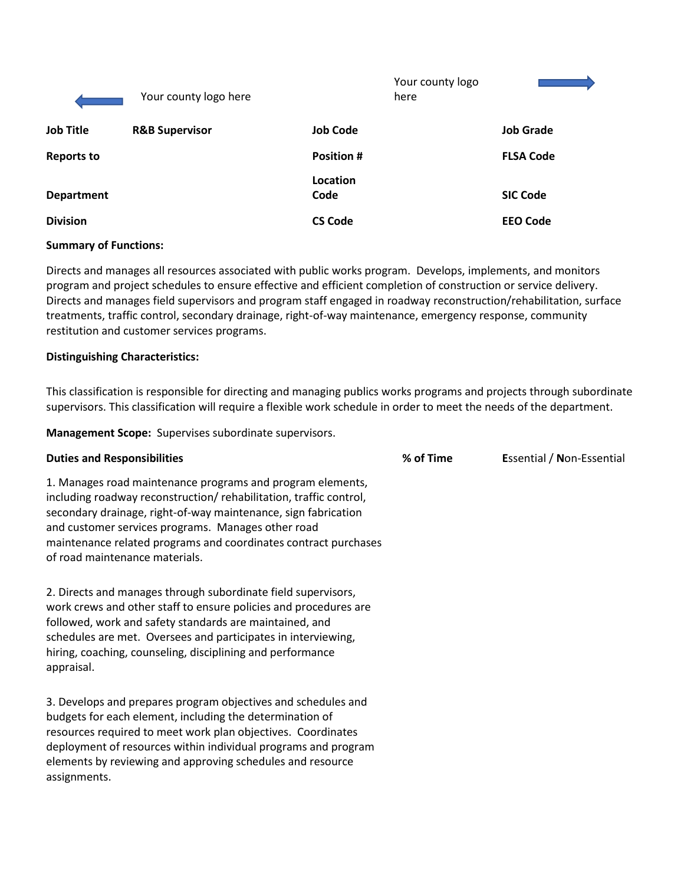Your county logo here

Your county logo here

| **Job Title** | **R&B Supervisor** | **Job Code** | | **Job Grade** | |
|---|---|---|---|---|---|
| **Reports to** | | **Position #** | | **FLSA Code** | |
| **Department** | | **Location Code** | | **SIC Code** | |
| **Division** | | **CS Code** | | **EEO Code** | |

**Summary of Functions:**

Directs and manages all resources associated with public works program. Develops, implements, and monitors program and project schedules to ensure effective and efficient completion of construction or service delivery. Directs and manages field supervisors and program staff engaged in roadway reconstruction/rehabilitation, surface treatments, traffic control, secondary drainage, right-of-way maintenance, emergency response, community restitution and customer services programs.

**Distinguishing Characteristics:**

This classification is responsible for directing and managing publics works programs and projects through subordinate supervisors. This classification will require a flexible work schedule in order to meet the needs of the department.

**Management Scope:** Supervises subordinate supervisors.

| **Duties and Responsibilities** | **% of Time** | **E**ssential / **N**on-Essential |
|---|---|---|
| 1. Manages road maintenance programs and program elements, including roadway reconstruction/ rehabilitation, traffic control, secondary drainage, right-of-way maintenance, sign fabrication and customer services programs. Manages other road maintenance related programs and coordinates contract purchases of road maintenance materials. | | |
| 2. Directs and manages through subordinate field supervisors, work crews and other staff to ensure policies and procedures are followed, work and safety standards are maintained, and schedules are met. Oversees and participates in interviewing, hiring, coaching, counseling, disciplining and performance appraisal. | | |
| 3. Develops and prepares program objectives and schedules and budgets for each element, including the determination of resources required to meet work plan objectives. Coordinates deployment of resources within individual programs and program elements by reviewing and approving schedules and resource assignments. | | |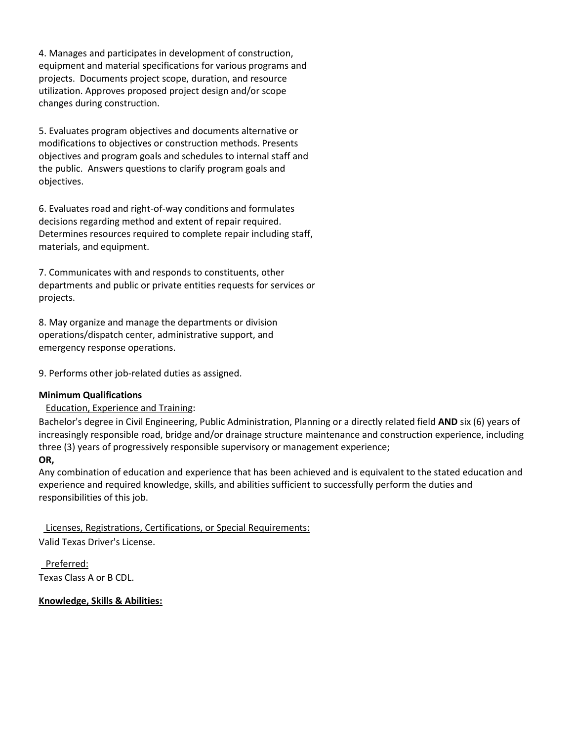4. Manages and participates in development of construction, equipment and material specifications for various programs and projects. Documents project scope, duration, and resource utilization. Approves proposed project design and/or scope changes during construction.

5. Evaluates program objectives and documents alternative or modifications to objectives or construction methods. Presents objectives and program goals and schedules to internal staff and the public. Answers questions to clarify program goals and objectives.

6. Evaluates road and right-of-way conditions and formulates decisions regarding method and extent of repair required. Determines resources required to complete repair including staff, materials, and equipment.

7. Communicates with and responds to constituents, other departments and public or private entities requests for services or projects.

8. May organize and manage the departments or division operations/dispatch center, administrative support, and emergency response operations.

9. Performs other job-related duties as assigned.

**Minimum Qualifications**

Education, Experience and Training:

Bachelor's degree in Civil Engineering, Public Administration, Planning or a directly related field **AND** six (6) years of increasingly responsible road, bridge and/or drainage structure maintenance and construction experience, including three (3) years of progressively responsible supervisory or management experience;

**OR,**

Any combination of education and experience that has been achieved and is equivalent to the stated education and experience and required knowledge, skills, and abilities sufficient to successfully perform the duties and responsibilities of this job.

Licenses, Registrations, Certifications, or Special Requirements:

Valid Texas Driver's License.

Preferred:

Texas Class A or B CDL.

**Knowledge, Skills & Abilities:**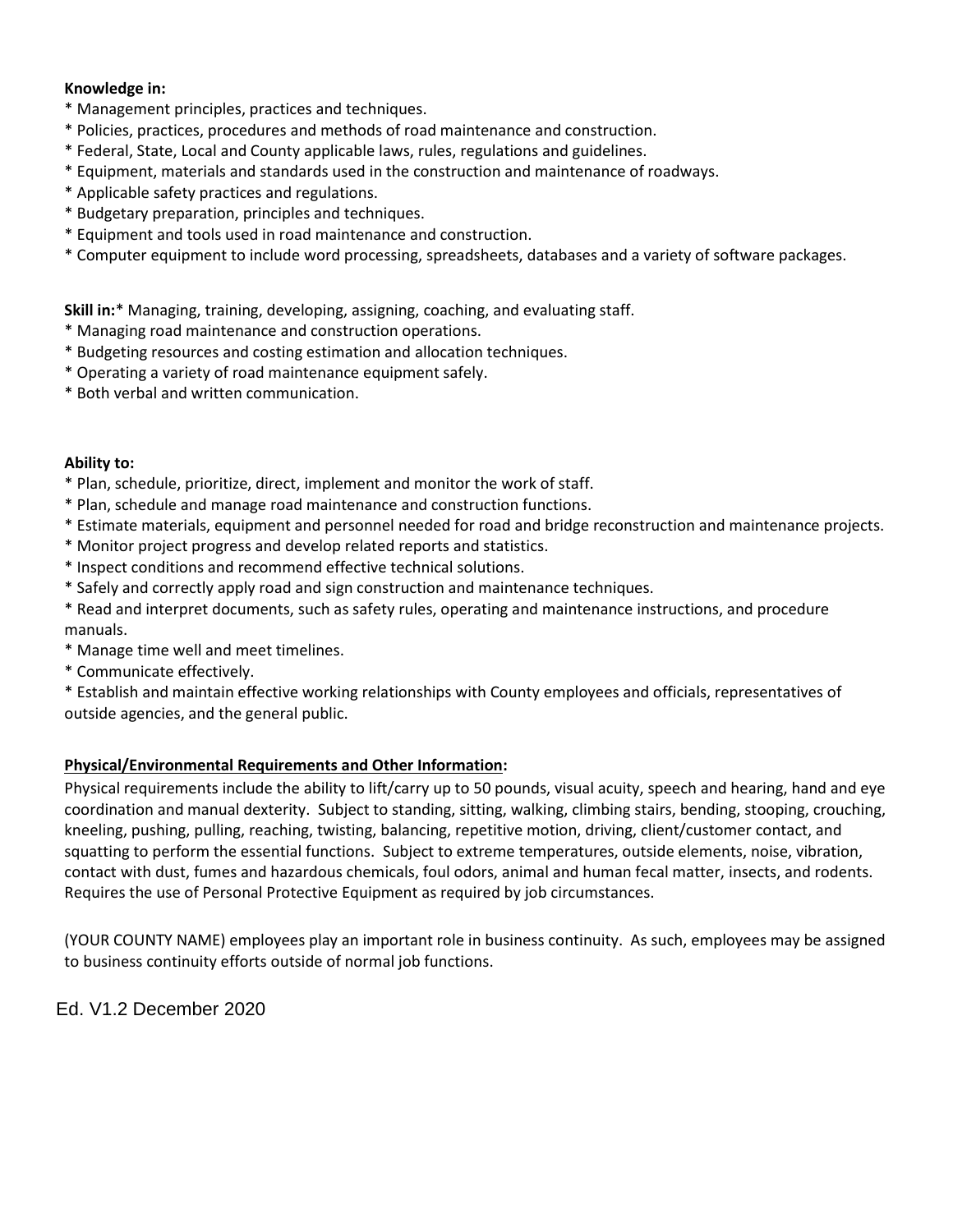**Knowledge in:**
* Management principles, practices and techniques.
* Policies, practices, procedures and methods of road maintenance and construction.
* Federal, State, Local and County applicable laws, rules, regulations and guidelines.
* Equipment, materials and standards used in the construction and maintenance of roadways.
* Applicable safety practices and regulations.
* Budgetary preparation, principles and techniques.
* Equipment and tools used in road maintenance and construction.
* Computer equipment to include word processing, spreadsheets, databases and a variety of software packages.

**Skill in:**
* Managing, training, developing, assigning, coaching, and evaluating staff.
* Managing road maintenance and construction operations.
* Budgeting resources and costing estimation and allocation techniques.
* Operating a variety of road maintenance equipment safely.
* Both verbal and written communication.

**Ability to:**
* Plan, schedule, prioritize, direct, implement and monitor the work of staff.
* Plan, schedule and manage road maintenance and construction functions.
* Estimate materials, equipment and personnel needed for road and bridge reconstruction and maintenance projects.
* Monitor project progress and develop related reports and statistics.
* Inspect conditions and recommend effective technical solutions.
* Safely and correctly apply road and sign construction and maintenance techniques.
* Read and interpret documents, such as safety rules, operating and maintenance instructions, and procedure manuals.
* Manage time well and meet timelines.
* Communicate effectively.
* Establish and maintain effective working relationships with County employees and officials, representatives of outside agencies, and the general public.

**Physical/Environmental Requirements and Other Information:**

Physical requirements include the ability to lift/carry up to 50 pounds, visual acuity, speech and hearing, hand and eye coordination and manual dexterity. Subject to standing, sitting, walking, climbing stairs, bending, stooping, crouching, kneeling, pushing, pulling, reaching, twisting, balancing, repetitive motion, driving, client/customer contact, and squatting to perform the essential functions. Subject to extreme temperatures, outside elements, noise, vibration, contact with dust, fumes and hazardous chemicals, foul odors, animal and human fecal matter, insects, and rodents. Requires the use of Personal Protective Equipment as required by job circumstances.

(YOUR COUNTY NAME) employees play an important role in business continuity. As such, employees may be assigned to business continuity efforts outside of normal job functions.

Ed. V1.2 December 2020